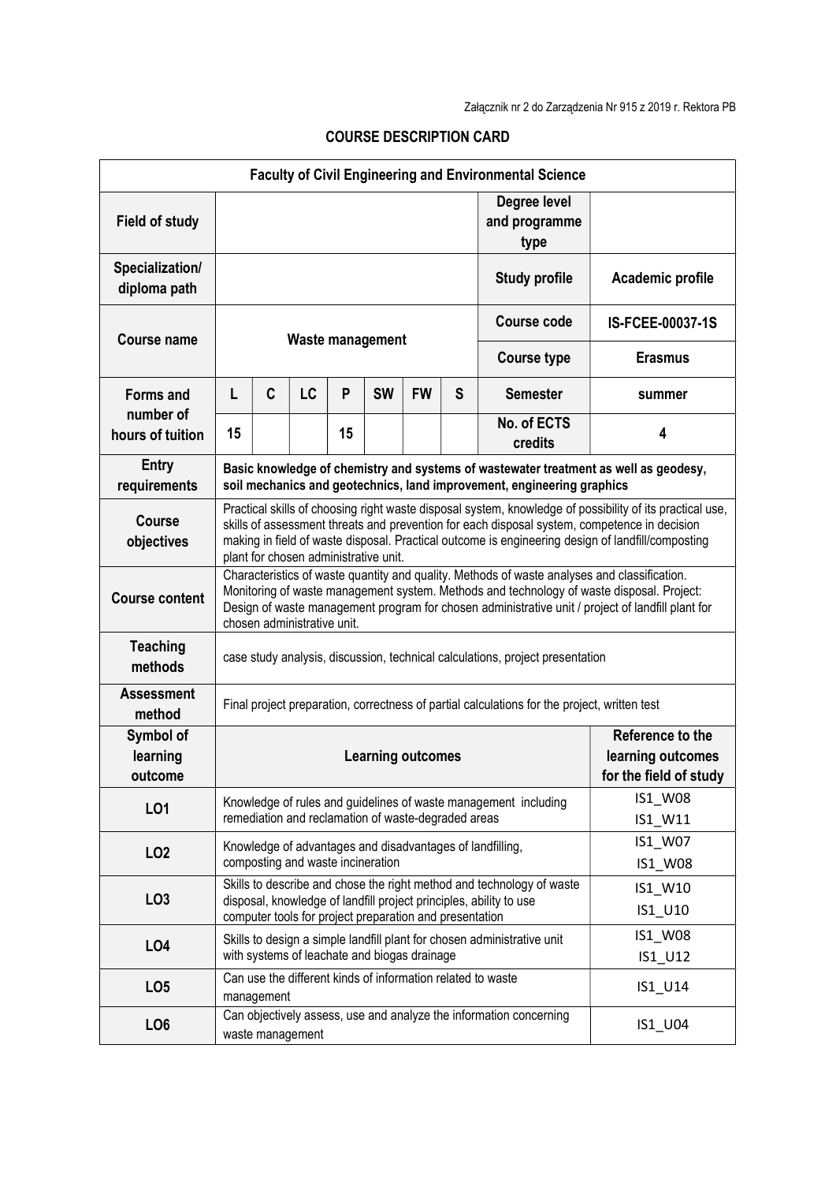Załącznik nr 2 do Zarządzenia Nr 915 z 2019 r. Rektora PB

## COURSE DESCRIPTION CARD

| Faculty of Civil Engineering and Environmental Science | | | | | | | | | |
|---|---|---|---|---|---|---|---|---|---|
| **Field of study** | | | | | | | | **Degree level and programme type** | |
| **Specialization/ diploma path** | | | | | | | | **Study profile** | **Academic profile** |
| **Course name** | **Waste management** | | | | | | | **Course code** | **IS-FCEE-00037-1S** |
| | | | | | | | | **Course type** | **Erasmus** |
| **Forms and number of hours of tuition** | **L** | **C** | **LC** | **P** | **SW** | **FW** | **S** | **Semester** | **summer** |
| | **15** | | | **15** | | | | **No. of ECTS credits** | **4** |
| **Entry requirements** | **Basic knowledge of chemistry and systems of wastewater treatment as well as geodesy, soil mechanics and geotechnics, land improvement, engineering graphics** | | | | | | | | |
| **Course objectives** | Practical skills of choosing right waste disposal system, knowledge of possibility of its practical use, skills of assessment threats and prevention for each disposal system, competence in decision making in field of waste disposal. Practical outcome is engineering design of landfill/composting plant for chosen administrative unit. | | | | | | | | |
| **Course content** | Characteristics of waste quantity and quality. Methods of waste analyses and classification. Monitoring of waste management system. Methods and technology of waste disposal. Project: Design of waste management program for chosen administrative unit / project of landfill plant for chosen administrative unit. | | | | | | | | |
| **Teaching methods** | case study analysis, discussion, technical calculations, project presentation | | | | | | | | |
| **Assessment method** | Final project preparation, correctness of partial calculations for the project, written test | | | | | | | | |
| **Symbol of learning outcome** | **Learning outcomes** | | | | | | | | **Reference to the learning outcomes for the field of study** |
| **LO1** | Knowledge of rules and guidelines of waste management including remediation and reclamation of waste-degraded areas | | | | | | | | IS1_W08<br>IS1_W11 |
| **LO2** | Knowledge of advantages and disadvantages of landfilling, composting and waste incineration | | | | | | | | IS1_W07<br>IS1_W08 |
| **LO3** | Skills to describe and chose the right method and technology of waste disposal, knowledge of landfill project principles, ability to use computer tools for project preparation and presentation | | | | | | | | IS1_W10<br>IS1_U10 |
| **LO4** | Skills to design a simple landfill plant for chosen administrative unit with systems of leachate and biogas drainage | | | | | | | | IS1_W08<br>IS1_U12 |
| **LO5** | Can use the different kinds of information related to waste management | | | | | | | | IS1_U14 |
| **LO6** | Can objectively assess, use and analyze the information concerning waste management | | | | | | | | IS1_U04 |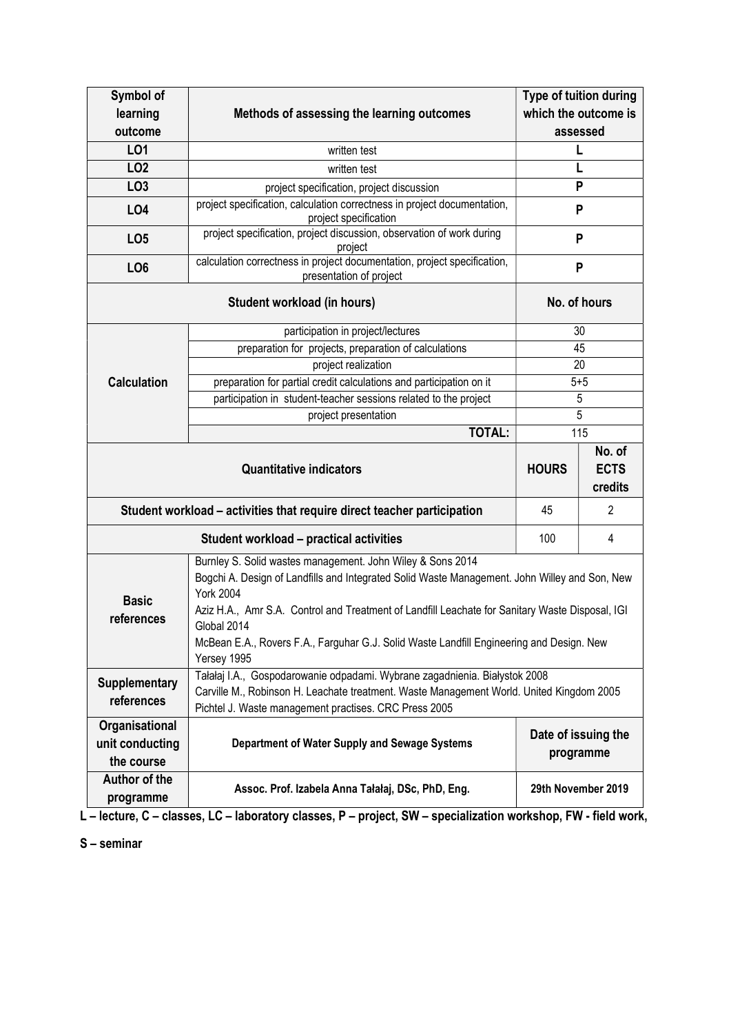| Symbol of learning outcome | Methods of assessing the learning outcomes | Type of tuition during which the outcome is assessed | |
|---|---|---|---|
| **LO1** | written test | **L** | |
| **LO2** | written test | **L** | |
| **LO3** | project specification, project discussion | **P** | |
| **LO4** | project specification, calculation correctness in project documentation, project specification | **P** | |
| **LO5** | project specification, project discussion, observation of work during project | **P** | |
| **LO6** | calculation correctness in project documentation, project specification, presentation of project | **P** | |
| **Student workload (in hours)** | | **No. of hours** | |
| **Calculation** | participation in project/lectures | 30 | |
| | preparation for projects, preparation of calculations | 45 | |
| | project realization | 20 | |
| | preparation for partial credit calculations and participation on it | 5+5 | |
| | participation in student-teacher sessions related to the project | 5 | |
| | project presentation | 5 | |
| | **TOTAL:** | 115 | |
| **Quantitative indicators** | | **HOURS** | **No. of ECTS credits** |
| **Student workload – activities that require direct teacher participation** | | 45 | 2 |
| **Student workload – practical activities** | | 100 | 4 |
| **Basic references** | Burnley S. Solid wastes management. John Wiley & Sons 2014<br>Bogchi A. Design of Landfills and Integrated Solid Waste Management. John Willey and Son, New York 2004<br>Aziz H.A., Amr S.A. Control and Treatment of Landfill Leachate for Sanitary Waste Disposal, IGI Global 2014<br>McBean E.A., Rovers F.A., Farguhar G.J. Solid Waste Landfill Engineering and Design. New Yersey 1995 | | |
| **Supplementary references** | Tałałaj I.A., Gospodarowanie odpadami. Wybrane zagadnienia. Białystok 2008<br>Carville M., Robinson H. Leachate treatment. Waste Management World. United Kingdom 2005<br>Pichtel J. Waste management practises. CRC Press 2005 | | |
| **Organisational unit conducting the course** | **Department of Water Supply and Sewage Systems** | **Date of issuing the programme** | |
| **Author of the programme** | **Assoc. Prof. Izabela Anna Tałałaj, DSc, PhD, Eng.** | **29th November 2019** | |

**L – lecture, C – classes, LC – laboratory classes, P – project, SW – specialization workshop, FW - field work, S – seminar**